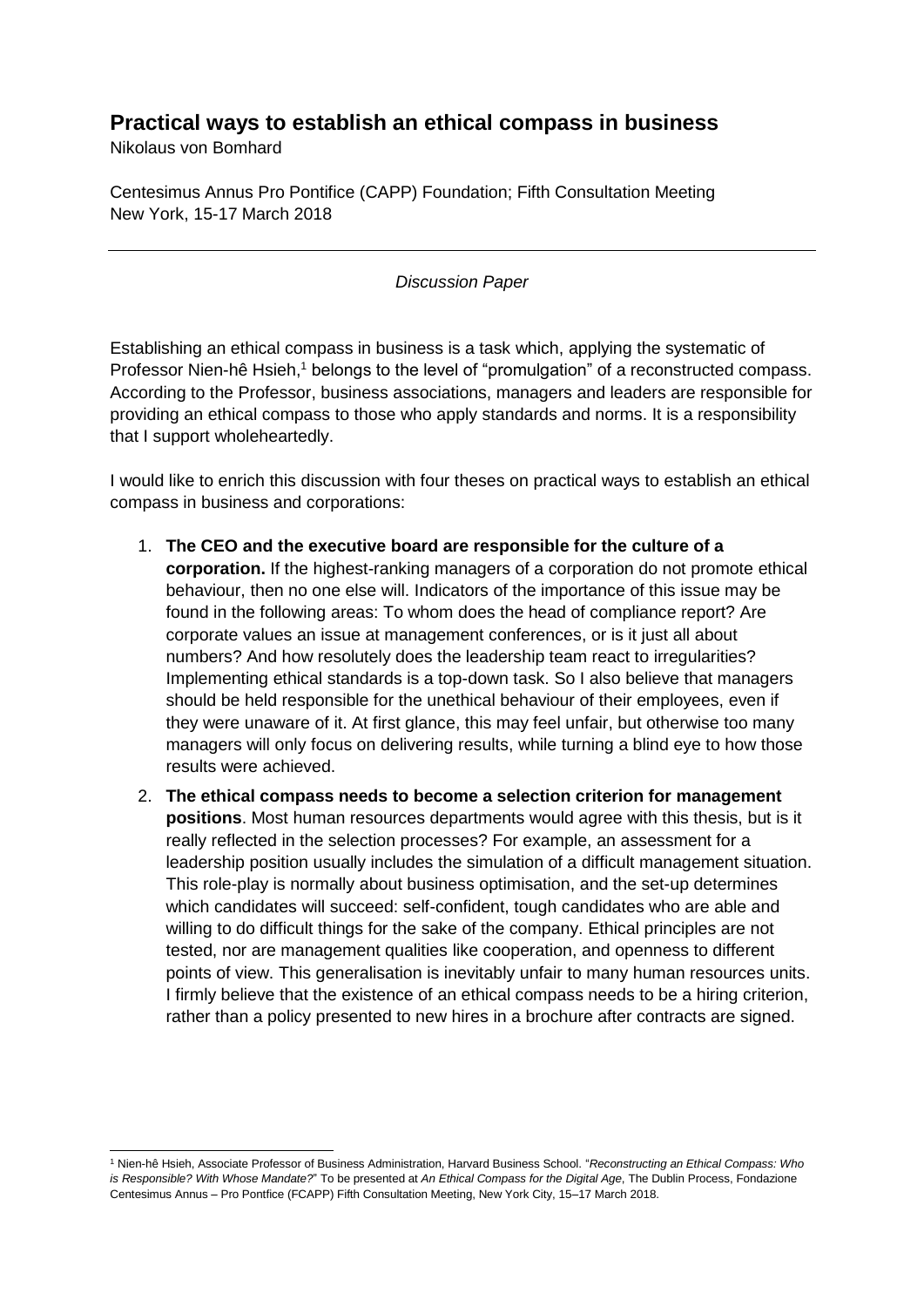# Practical ways to establish an ethical compass in business

Nikolaus von Bomhard

Centesimus Annus Pro Pontifice (CAPP) Foundation; Fifth Consultation Meeting
New York, 15-17 March 2018

---

*Discussion Paper*

Establishing an ethical compass in business is a task which, applying the systematic of Professor Nien-hê Hsieh,[1] belongs to the level of "promulgation" of a reconstructed compass. According to the Professor, business associations, managers and leaders are responsible for providing an ethical compass to those who apply standards and norms. It is a responsibility that I support wholeheartedly.

I would like to enrich this discussion with four theses on practical ways to establish an ethical compass in business and corporations:

1. **The CEO and the executive board are responsible for the culture of a corporation.** If the highest-ranking managers of a corporation do not promote ethical behaviour, then no one else will. Indicators of the importance of this issue may be found in the following areas: To whom does the head of compliance report? Are corporate values an issue at management conferences, or is it just all about numbers? And how resolutely does the leadership team react to irregularities? Implementing ethical standards is a top-down task. So I also believe that managers should be held responsible for the unethical behaviour of their employees, even if they were unaware of it. At first glance, this may feel unfair, but otherwise too many managers will only focus on delivering results, while turning a blind eye to how those results were achieved.
2. **The ethical compass needs to become a selection criterion for management positions**. Most human resources departments would agree with this thesis, but is it really reflected in the selection processes? For example, an assessment for a leadership position usually includes the simulation of a difficult management situation. This role-play is normally about business optimisation, and the set-up determines which candidates will succeed: self-confident, tough candidates who are able and willing to do difficult things for the sake of the company. Ethical principles are not tested, nor are management qualities like cooperation, and openness to different points of view. This generalisation is inevitably unfair to many human resources units. I firmly believe that the existence of an ethical compass needs to be a hiring criterion, rather than a policy presented to new hires in a brochure after contracts are signed.

---

[1] Nien-hê Hsieh, Associate Professor of Business Administration, Harvard Business School. "*Reconstructing an Ethical Compass: Who is Responsible? With Whose Mandate?*" To be presented at *An Ethical Compass for the Digital Age*, The Dublin Process, Fondazione Centesimus Annus – Pro Pontfice (FCAPP) Fifth Consultation Meeting, New York City, 15–17 March 2018.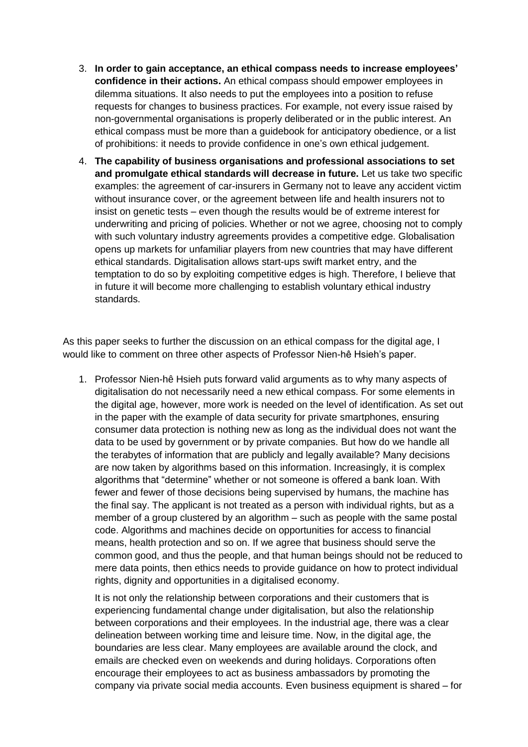3. **In order to gain acceptance, an ethical compass needs to increase employees' confidence in their actions.** An ethical compass should empower employees in dilemma situations. It also needs to put the employees into a position to refuse requests for changes to business practices. For example, not every issue raised by non-governmental organisations is properly deliberated or in the public interest. An ethical compass must be more than a guidebook for anticipatory obedience, or a list of prohibitions: it needs to provide confidence in one's own ethical judgement.

4. **The capability of business organisations and professional associations to set and promulgate ethical standards will decrease in future.** Let us take two specific examples: the agreement of car-insurers in Germany not to leave any accident victim without insurance cover, or the agreement between life and health insurers not to insist on genetic tests – even though the results would be of extreme interest for underwriting and pricing of policies. Whether or not we agree, choosing not to comply with such voluntary industry agreements provides a competitive edge. Globalisation opens up markets for unfamiliar players from new countries that may have different ethical standards. Digitalisation allows start-ups swift market entry, and the temptation to do so by exploiting competitive edges is high. Therefore, I believe that in future it will become more challenging to establish voluntary ethical industry standards.

As this paper seeks to further the discussion on an ethical compass for the digital age, I would like to comment on three other aspects of Professor Nien-hê Hsieh's paper.

1. Professor Nien-hê Hsieh puts forward valid arguments as to why many aspects of digitalisation do not necessarily need a new ethical compass. For some elements in the digital age, however, more work is needed on the level of identification. As set out in the paper with the example of data security for private smartphones, ensuring consumer data protection is nothing new as long as the individual does not want the data to be used by government or by private companies. But how do we handle all the terabytes of information that are publicly and legally available? Many decisions are now taken by algorithms based on this information. Increasingly, it is complex algorithms that "determine" whether or not someone is offered a bank loan. With fewer and fewer of those decisions being supervised by humans, the machine has the final say. The applicant is not treated as a person with individual rights, but as a member of a group clustered by an algorithm – such as people with the same postal code. Algorithms and machines decide on opportunities for access to financial means, health protection and so on. If we agree that business should serve the common good, and thus the people, and that human beings should not be reduced to mere data points, then ethics needs to provide guidance on how to protect individual rights, dignity and opportunities in a digitalised economy.

   It is not only the relationship between corporations and their customers that is experiencing fundamental change under digitalisation, but also the relationship between corporations and their employees. In the industrial age, there was a clear delineation between working time and leisure time. Now, in the digital age, the boundaries are less clear. Many employees are available around the clock, and emails are checked even on weekends and during holidays. Corporations often encourage their employees to act as business ambassadors by promoting the company via private social media accounts. Even business equipment is shared – for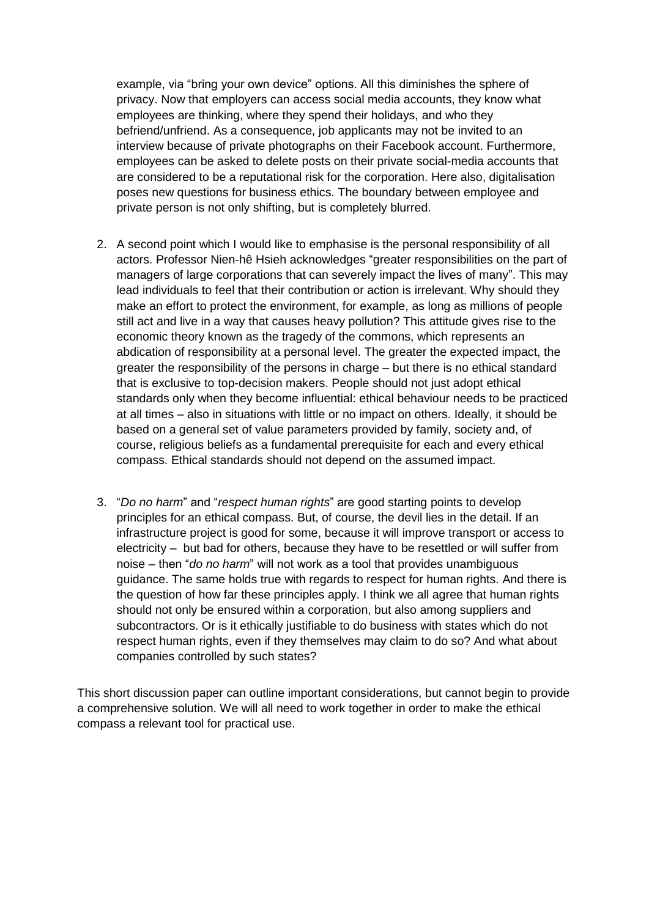example, via "bring your own device" options. All this diminishes the sphere of privacy. Now that employers can access social media accounts, they know what employees are thinking, where they spend their holidays, and who they befriend/unfriend. As a consequence, job applicants may not be invited to an interview because of private photographs on their Facebook account. Furthermore, employees can be asked to delete posts on their private social-media accounts that are considered to be a reputational risk for the corporation. Here also, digitalisation poses new questions for business ethics. The boundary between employee and private person is not only shifting, but is completely blurred.

2. A second point which I would like to emphasise is the personal responsibility of all actors. Professor Nien-hê Hsieh acknowledges "greater responsibilities on the part of managers of large corporations that can severely impact the lives of many". This may lead individuals to feel that their contribution or action is irrelevant. Why should they make an effort to protect the environment, for example, as long as millions of people still act and live in a way that causes heavy pollution? This attitude gives rise to the economic theory known as the tragedy of the commons, which represents an abdication of responsibility at a personal level. The greater the expected impact, the greater the responsibility of the persons in charge – but there is no ethical standard that is exclusive to top-decision makers. People should not just adopt ethical standards only when they become influential: ethical behaviour needs to be practiced at all times – also in situations with little or no impact on others. Ideally, it should be based on a general set of value parameters provided by family, society and, of course, religious beliefs as a fundamental prerequisite for each and every ethical compass. Ethical standards should not depend on the assumed impact.

3. "*Do no harm*" and "*respect human rights*" are good starting points to develop principles for an ethical compass. But, of course, the devil lies in the detail. If an infrastructure project is good for some, because it will improve transport or access to electricity – but bad for others, because they have to be resettled or will suffer from noise – then "*do no harm*" will not work as a tool that provides unambiguous guidance. The same holds true with regards to respect for human rights. And there is the question of how far these principles apply. I think we all agree that human rights should not only be ensured within a corporation, but also among suppliers and subcontractors. Or is it ethically justifiable to do business with states which do not respect human rights, even if they themselves may claim to do so? And what about companies controlled by such states?

This short discussion paper can outline important considerations, but cannot begin to provide a comprehensive solution. We will all need to work together in order to make the ethical compass a relevant tool for practical use.